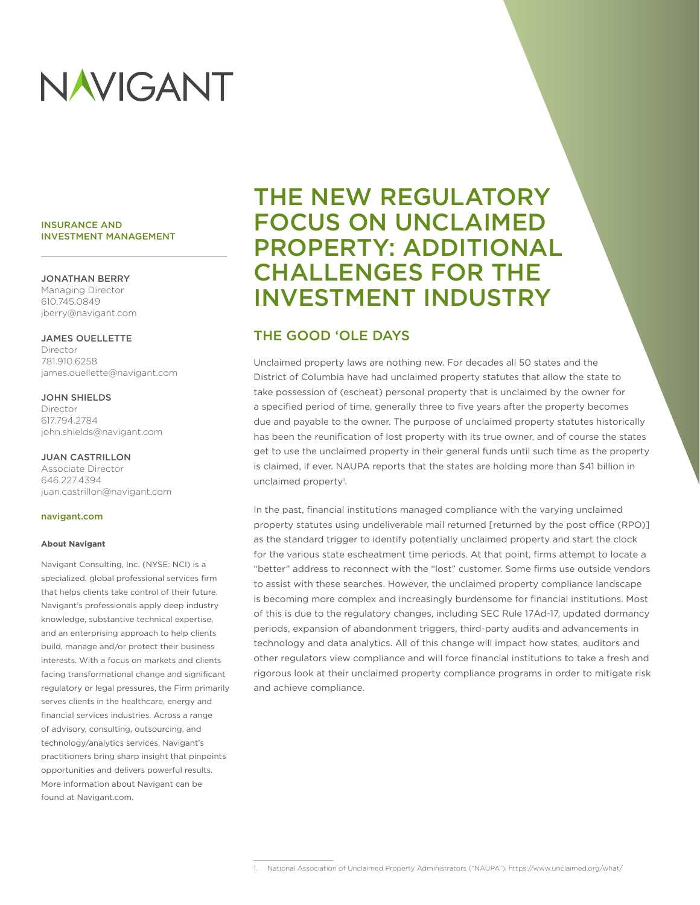NAVIGANT

INSURANCE AND INVESTMENT MANAGEMENT

JONATHAN BERRY
Managing Director
610.745.0849
jberry@navigant.com

JAMES OUELLETTE
Director
781.910.6258
james.ouellette@navigant.com

JOHN SHIELDS
Director
617.794.2784
john.shields@navigant.com

JUAN CASTRILLON
Associate Director
646.227.4394
juan.castrillon@navigant.com

navigant.com

**About Navigant**

Navigant Consulting, Inc. (NYSE: NCI) is a specialized, global professional services firm that helps clients take control of their future. Navigant's professionals apply deep industry knowledge, substantive technical expertise, and an enterprising approach to help clients build, manage and/or protect their business interests. With a focus on markets and clients facing transformational change and significant regulatory or legal pressures, the Firm primarily serves clients in the healthcare, energy and financial services industries. Across a range of advisory, consulting, outsourcing, and technology/analytics services, Navigant's practitioners bring sharp insight that pinpoints opportunities and delivers powerful results. More information about Navigant can be found at Navigant.com.

# THE NEW REGULATORY FOCUS ON UNCLAIMED PROPERTY: ADDITIONAL CHALLENGES FOR THE INVESTMENT INDUSTRY

## THE GOOD 'OLE DAYS

Unclaimed property laws are nothing new. For decades all 50 states and the District of Columbia have had unclaimed property statutes that allow the state to take possession of (escheat) personal property that is unclaimed by the owner for a specified period of time, generally three to five years after the property becomes due and payable to the owner. The purpose of unclaimed property statutes historically has been the reunification of lost property with its true owner, and of course the states get to use the unclaimed property in their general funds until such time as the property is claimed, if ever. NAUPA reports that the states are holding more than $41 billion in unclaimed property[1].

In the past, financial institutions managed compliance with the varying unclaimed property statutes using undeliverable mail returned [returned by the post office (RPO)] as the standard trigger to identify potentially unclaimed property and start the clock for the various state escheatment time periods. At that point, firms attempt to locate a "better" address to reconnect with the "lost" customer. Some firms use outside vendors to assist with these searches. However, the unclaimed property compliance landscape is becoming more complex and increasingly burdensome for financial institutions. Most of this is due to the regulatory changes, including SEC Rule 17Ad-17, updated dormancy periods, expansion of abandonment triggers, third-party audits and advancements in technology and data analytics. All of this change will impact how states, auditors and other regulators view compliance and will force financial institutions to take a fresh and rigorous look at their unclaimed property compliance programs in order to mitigate risk and achieve compliance.

1. National Association of Unclaimed Property Administrators ("NAUPA"), https://www.unclaimed.org/what/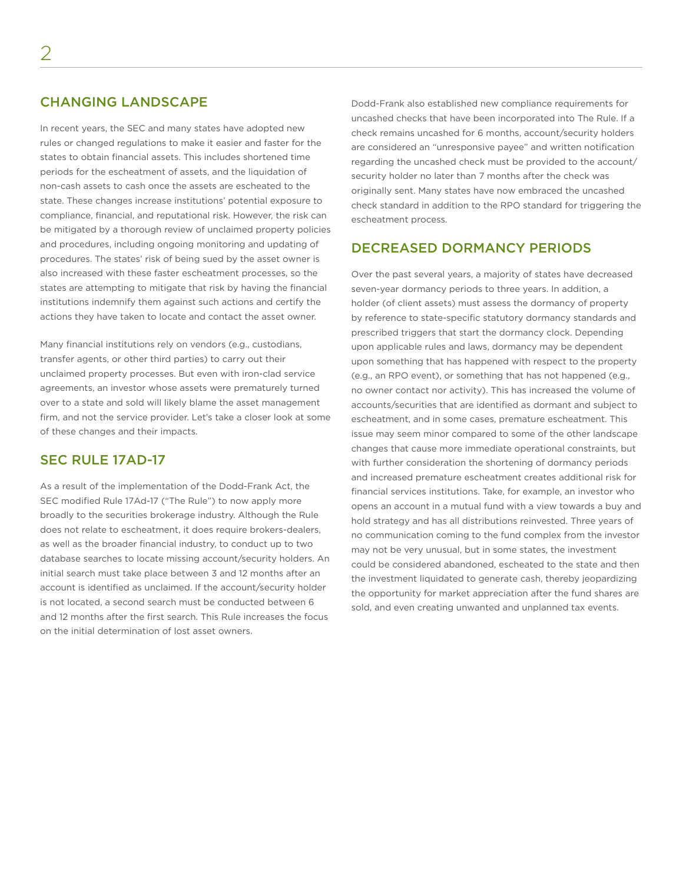## CHANGING LANDSCAPE

In recent years, the SEC and many states have adopted new rules or changed regulations to make it easier and faster for the states to obtain financial assets. This includes shortened time periods for the escheatment of assets, and the liquidation of non-cash assets to cash once the assets are escheated to the state. These changes increase institutions' potential exposure to compliance, financial, and reputational risk. However, the risk can be mitigated by a thorough review of unclaimed property policies and procedures, including ongoing monitoring and updating of procedures. The states' risk of being sued by the asset owner is also increased with these faster escheatment processes, so the states are attempting to mitigate that risk by having the financial institutions indemnify them against such actions and certify the actions they have taken to locate and contact the asset owner.

Many financial institutions rely on vendors (e.g., custodians, transfer agents, or other third parties) to carry out their unclaimed property processes. But even with iron-clad service agreements, an investor whose assets were prematurely turned over to a state and sold will likely blame the asset management firm, and not the service provider. Let's take a closer look at some of these changes and their impacts.

## SEC RULE 17AD-17

As a result of the implementation of the Dodd-Frank Act, the SEC modified Rule 17Ad-17 ("The Rule") to now apply more broadly to the securities brokerage industry. Although the Rule does not relate to escheatment, it does require brokers-dealers, as well as the broader financial industry, to conduct up to two database searches to locate missing account/security holders. An initial search must take place between 3 and 12 months after an account is identified as unclaimed. If the account/security holder is not located, a second search must be conducted between 6 and 12 months after the first search. This Rule increases the focus on the initial determination of lost asset owners.

Dodd-Frank also established new compliance requirements for uncashed checks that have been incorporated into The Rule. If a check remains uncashed for 6 months, account/security holders are considered an "unresponsive payee" and written notification regarding the uncashed check must be provided to the account/security holder no later than 7 months after the check was originally sent. Many states have now embraced the uncashed check standard in addition to the RPO standard for triggering the escheatment process.

## DECREASED DORMANCY PERIODS

Over the past several years, a majority of states have decreased seven-year dormancy periods to three years. In addition, a holder (of client assets) must assess the dormancy of property by reference to state-specific statutory dormancy standards and prescribed triggers that start the dormancy clock. Depending upon applicable rules and laws, dormancy may be dependent upon something that has happened with respect to the property (e.g., an RPO event), or something that has not happened (e.g., no owner contact nor activity). This has increased the volume of accounts/securities that are identified as dormant and subject to escheatment, and in some cases, premature escheatment. This issue may seem minor compared to some of the other landscape changes that cause more immediate operational constraints, but with further consideration the shortening of dormancy periods and increased premature escheatment creates additional risk for financial services institutions. Take, for example, an investor who opens an account in a mutual fund with a view towards a buy and hold strategy and has all distributions reinvested. Three years of no communication coming to the fund complex from the investor may not be very unusual, but in some states, the investment could be considered abandoned, escheated to the state and then the investment liquidated to generate cash, thereby jeopardizing the opportunity for market appreciation after the fund shares are sold, and even creating unwanted and unplanned tax events.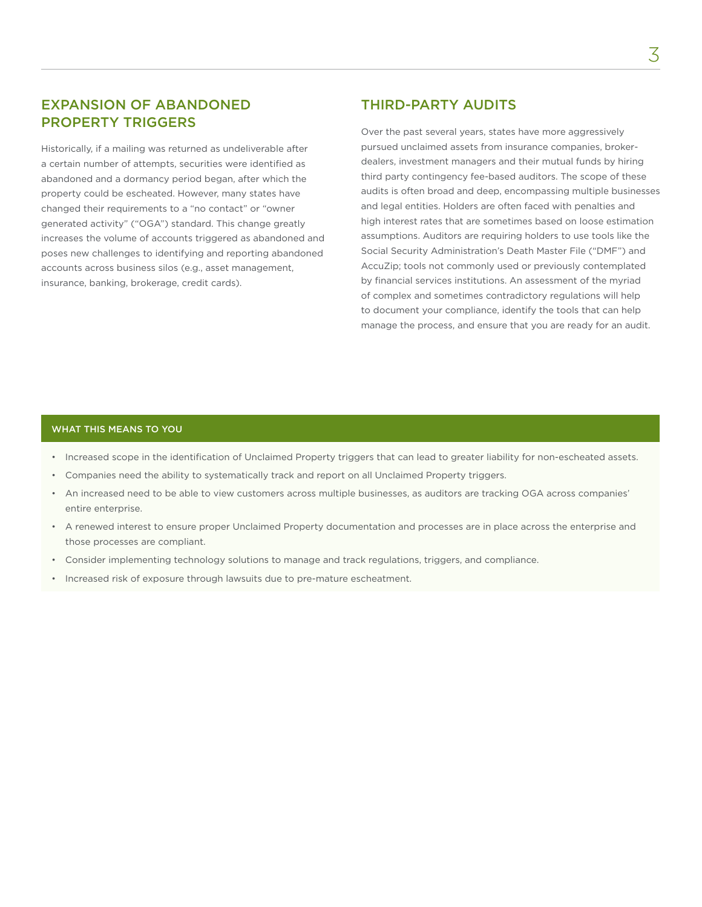## EXPANSION OF ABANDONED PROPERTY TRIGGERS

Historically, if a mailing was returned as undeliverable after a certain number of attempts, securities were identified as abandoned and a dormancy period began, after which the property could be escheated. However, many states have changed their requirements to a "no contact" or "owner generated activity" ("OGA") standard. This change greatly increases the volume of accounts triggered as abandoned and poses new challenges to identifying and reporting abandoned accounts across business silos (e.g., asset management, insurance, banking, brokerage, credit cards).

## THIRD-PARTY AUDITS

Over the past several years, states have more aggressively pursued unclaimed assets from insurance companies, broker-dealers, investment managers and their mutual funds by hiring third party contingency fee-based auditors. The scope of these audits is often broad and deep, encompassing multiple businesses and legal entities. Holders are often faced with penalties and high interest rates that are sometimes based on loose estimation assumptions. Auditors are requiring holders to use tools like the Social Security Administration's Death Master File ("DMF") and AccuZip; tools not commonly used or previously contemplated by financial services institutions. An assessment of the myriad of complex and sometimes contradictory regulations will help to document your compliance, identify the tools that can help manage the process, and ensure that you are ready for an audit.

### WHAT THIS MEANS TO YOU

- Increased scope in the identification of Unclaimed Property triggers that can lead to greater liability for non-escheated assets.
- Companies need the ability to systematically track and report on all Unclaimed Property triggers.
- An increased need to be able to view customers across multiple businesses, as auditors are tracking OGA across companies' entire enterprise.
- A renewed interest to ensure proper Unclaimed Property documentation and processes are in place across the enterprise and those processes are compliant.
- Consider implementing technology solutions to manage and track regulations, triggers, and compliance.
- Increased risk of exposure through lawsuits due to pre-mature escheatment.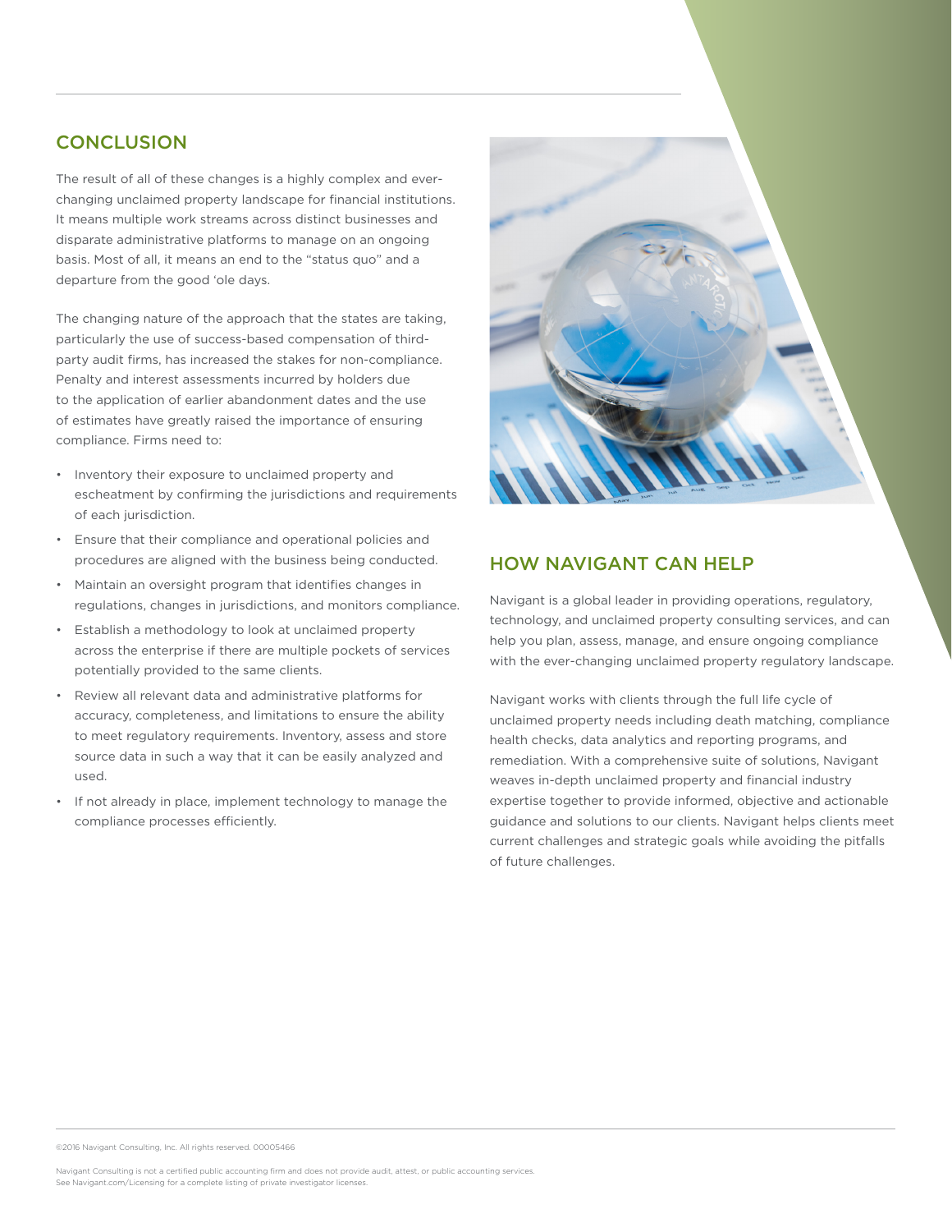## CONCLUSION

The result of all of these changes is a highly complex and ever-changing unclaimed property landscape for financial institutions. It means multiple work streams across distinct businesses and disparate administrative platforms to manage on an ongoing basis. Most of all, it means an end to the "status quo" and a departure from the good 'ole days.

The changing nature of the approach that the states are taking, particularly the use of success-based compensation of third-party audit firms, has increased the stakes for non-compliance. Penalty and interest assessments incurred by holders due to the application of earlier abandonment dates and the use of estimates have greatly raised the importance of ensuring compliance. Firms need to:

- Inventory their exposure to unclaimed property and escheatment by confirming the jurisdictions and requirements of each jurisdiction.
- Ensure that their compliance and operational policies and procedures are aligned with the business being conducted.
- Maintain an oversight program that identifies changes in regulations, changes in jurisdictions, and monitors compliance.
- Establish a methodology to look at unclaimed property across the enterprise if there are multiple pockets of services potentially provided to the same clients.
- Review all relevant data and administrative platforms for accuracy, completeness, and limitations to ensure the ability to meet regulatory requirements. Inventory, assess and store source data in such a way that it can be easily analyzed and used.
- If not already in place, implement technology to manage the compliance processes efficiently.

## HOW NAVIGANT CAN HELP

Navigant is a global leader in providing operations, regulatory, technology, and unclaimed property consulting services, and can help you plan, assess, manage, and ensure ongoing compliance with the ever-changing unclaimed property regulatory landscape.

Navigant works with clients through the full life cycle of unclaimed property needs including death matching, compliance health checks, data analytics and reporting programs, and remediation. With a comprehensive suite of solutions, Navigant weaves in-depth unclaimed property and financial industry expertise together to provide informed, objective and actionable guidance and solutions to our clients. Navigant helps clients meet current challenges and strategic goals while avoiding the pitfalls of future challenges.

©2016 Navigant Consulting, Inc. All rights reserved. 00005466

Navigant Consulting is not a certified public accounting firm and does not provide audit, attest, or public accounting services. See Navigant.com/Licensing for a complete listing of private investigator licenses.